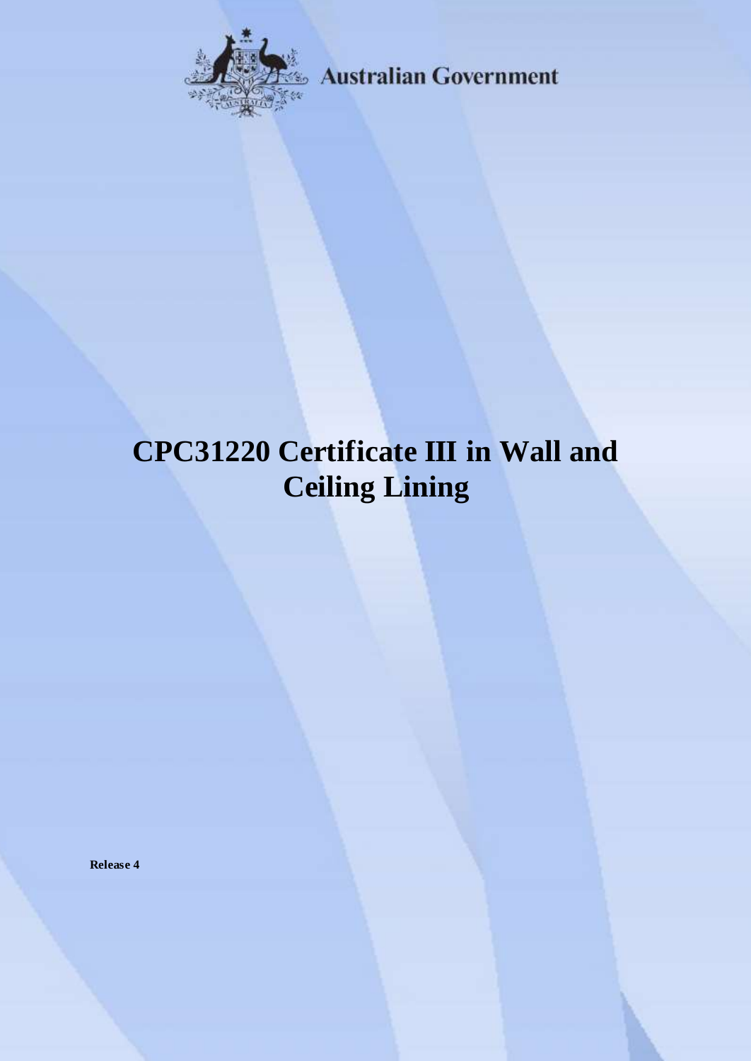Australian Government

# CPC31220 Certificate III in Wall and Ceiling Lining

**Release 4**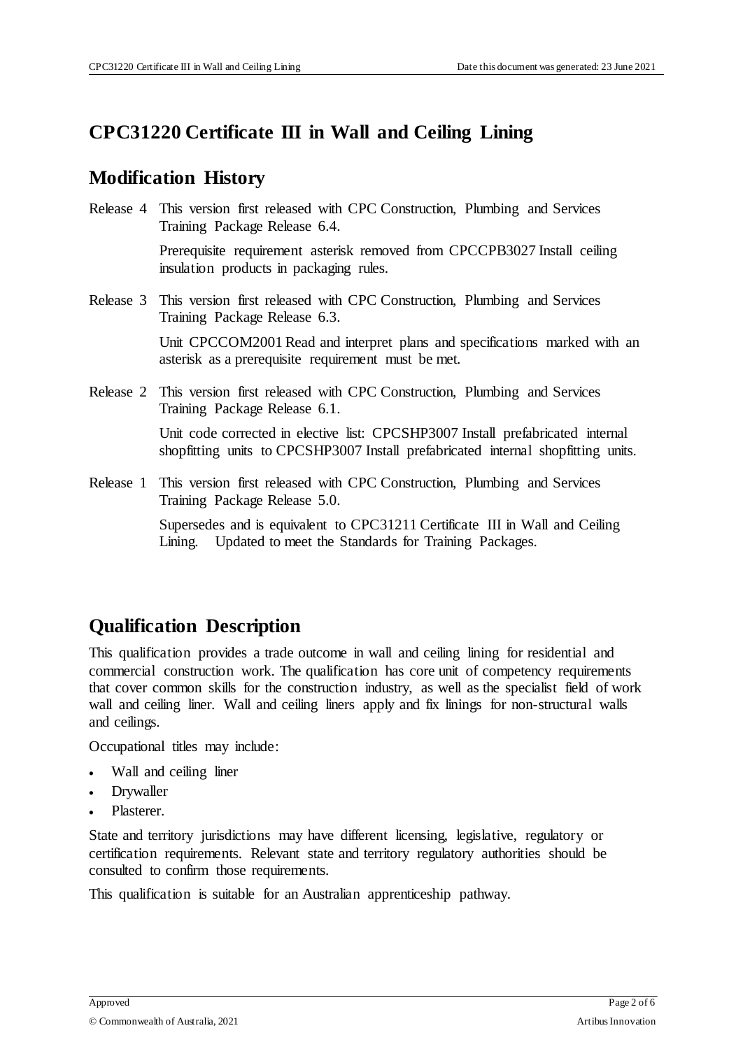# CPC31220 Certificate III in Wall and Ceiling Lining

## Modification History

Release 4 This version first released with CPC Construction, Plumbing and Services Training Package Release 6.4.

Prerequisite requirement asterisk removed from CPCCPB3027 Install ceiling insulation products in packaging rules.

Release 3 This version first released with CPC Construction, Plumbing and Services Training Package Release 6.3.

Unit CPCCOM2001 Read and interpret plans and specifications marked with an asterisk as a prerequisite requirement must be met.

Release 2 This version first released with CPC Construction, Plumbing and Services Training Package Release 6.1.

Unit code corrected in elective list: CPCSHP3007 Install prefabricated internal shopfitting units to CPCSHP3007 Install prefabricated internal shopfitting units.

Release 1 This version first released with CPC Construction, Plumbing and Services Training Package Release 5.0.

Supersedes and is equivalent to CPC31211 Certificate III in Wall and Ceiling Lining. Updated to meet the Standards for Training Packages.

## Qualification Description

This qualification provides a trade outcome in wall and ceiling lining for residential and commercial construction work. The qualification has core unit of competency requirements that cover common skills for the construction industry, as well as the specialist field of work wall and ceiling liner. Wall and ceiling liners apply and fix linings for non-structural walls and ceilings.

Occupational titles may include:

- Wall and ceiling liner
- Drywaller
- Plasterer.

State and territory jurisdictions may have different licensing, legislative, regulatory or certification requirements. Relevant state and territory regulatory authorities should be consulted to confirm those requirements.

This qualification is suitable for an Australian apprenticeship pathway.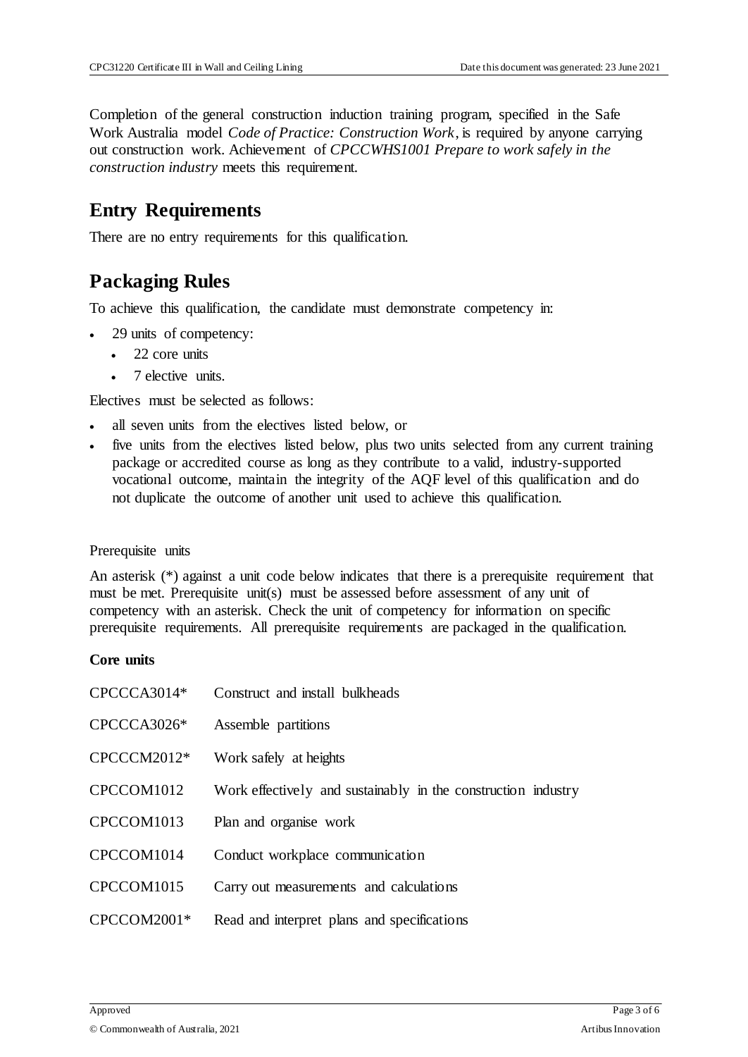Completion of the general construction induction training program, specified in the Safe Work Australia model *Code of Practice: Construction Work*, is required by anyone carrying out construction work. Achievement of *CPCCWHS1001 Prepare to work safely in the construction industry* meets this requirement.

## Entry Requirements

There are no entry requirements for this qualification.

## Packaging Rules

To achieve this qualification, the candidate must demonstrate competency in:

- 29 units of competency:
  - 22 core units
  - 7 elective units.

Electives must be selected as follows:

- all seven units from the electives listed below, or
- five units from the electives listed below, plus two units selected from any current training package or accredited course as long as they contribute to a valid, industry-supported vocational outcome, maintain the integrity of the AQF level of this qualification and do not duplicate the outcome of another unit used to achieve this qualification.

Prerequisite units

An asterisk (*) against a unit code below indicates that there is a prerequisite requirement that must be met. Prerequisite unit(s) must be assessed before assessment of any unit of competency with an asterisk. Check the unit of competency for information on specific prerequisite requirements. All prerequisite requirements are packaged in the qualification.

**Core units**

| | |
|---|---|
| CPCCCA3014* | Construct and install bulkheads |
| CPCCCA3026* | Assemble partitions |
| CPCCCM2012* | Work safely at heights |
| CPCCOM1012 | Work effectively and sustainably in the construction industry |
| CPCCOM1013 | Plan and organise work |
| CPCCOM1014 | Conduct workplace communication |
| CPCCOM1015 | Carry out measurements and calculations |
| CPCCOM2001* | Read and interpret plans and specifications |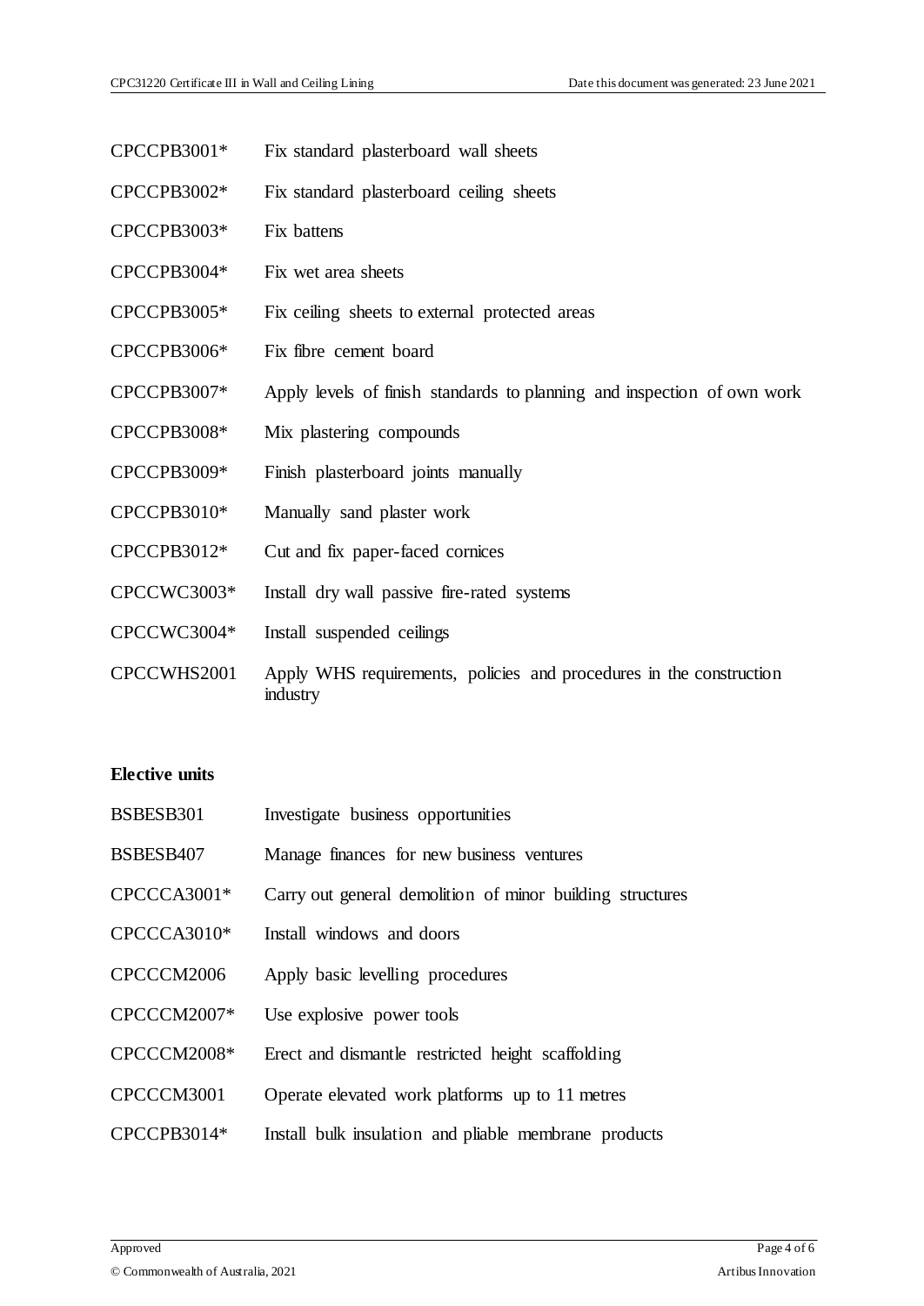| | |
|---|---|
| CPCCPB3001* | Fix standard plasterboard wall sheets |
| CPCCPB3002* | Fix standard plasterboard ceiling sheets |
| CPCCPB3003* | Fix battens |
| CPCCPB3004* | Fix wet area sheets |
| CPCCPB3005* | Fix ceiling sheets to external protected areas |
| CPCCPB3006* | Fix fibre cement board |
| CPCCPB3007* | Apply levels of finish standards to planning and inspection of own work |
| CPCCPB3008* | Mix plastering compounds |
| CPCCPB3009* | Finish plasterboard joints manually |
| CPCCPB3010* | Manually sand plaster work |
| CPCCPB3012* | Cut and fix paper-faced cornices |
| CPCCWC3003* | Install dry wall passive fire-rated systems |
| CPCCWC3004* | Install suspended ceilings |
| CPCCWHS2001 | Apply WHS requirements, policies and procedures in the construction industry |

**Elective units**

| | |
|---|---|
| BSBESB301 | Investigate business opportunities |
| BSBESB407 | Manage finances for new business ventures |
| CPCCCA3001* | Carry out general demolition of minor building structures |
| CPCCCA3010* | Install windows and doors |
| CPCCCM2006 | Apply basic levelling procedures |
| CPCCCM2007* | Use explosive power tools |
| CPCCCM2008* | Erect and dismantle restricted height scaffolding |
| CPCCCM3001 | Operate elevated work platforms up to 11 metres |
| CPCCPB3014* | Install bulk insulation and pliable membrane products |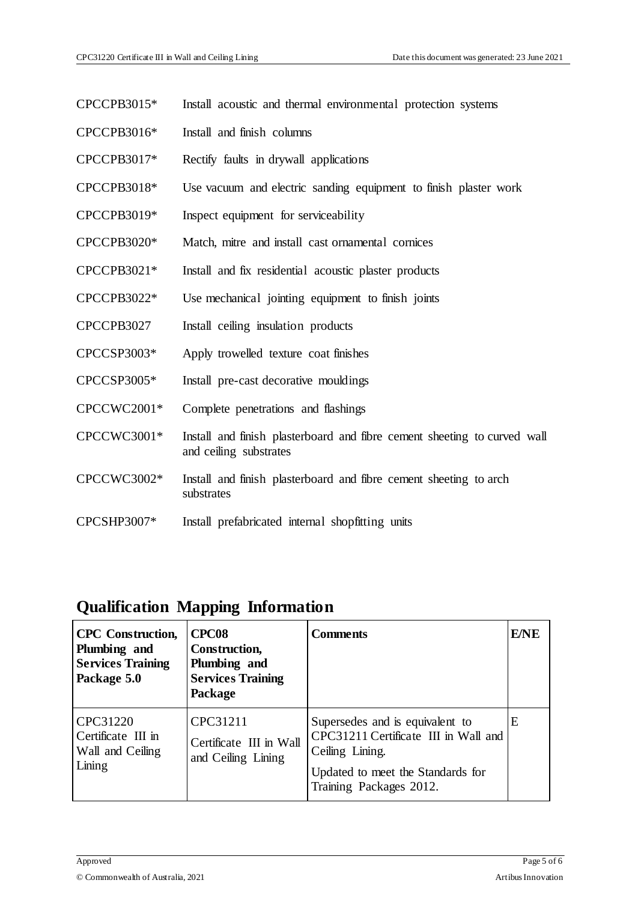CPCCPB3015* Install acoustic and thermal environmental protection systems

CPCCPB3016* Install and finish columns

CPCCPB3017* Rectify faults in drywall applications

CPCCPB3018* Use vacuum and electric sanding equipment to finish plaster work

CPCCPB3019* Inspect equipment for serviceability

CPCCPB3020* Match, mitre and install cast ornamental cornices

CPCCPB3021* Install and fix residential acoustic plaster products

CPCCPB3022* Use mechanical jointing equipment to finish joints

CPCCPB3027 Install ceiling insulation products

CPCCSP3003* Apply trowelled texture coat finishes

CPCCSP3005* Install pre-cast decorative mouldings

CPCCWC2001* Complete penetrations and flashings

CPCCWC3001* Install and finish plasterboard and fibre cement sheeting to curved wall and ceiling substrates

CPCCWC3002* Install and finish plasterboard and fibre cement sheeting to arch substrates

CPCSHP3007* Install prefabricated internal shopfitting units

## Qualification Mapping Information

| CPC Construction, Plumbing and Services Training Package 5.0 | CPC08 Construction, Plumbing and Services Training Package | Comments | E/NE |
|---|---|---|---|
| CPC31220 Certificate III in Wall and Ceiling Lining | CPC31211 Certificate III in Wall and Ceiling Lining | Supersedes and is equivalent to CPC31211 Certificate III in Wall and Ceiling Lining. Updated to meet the Standards for Training Packages 2012. | E |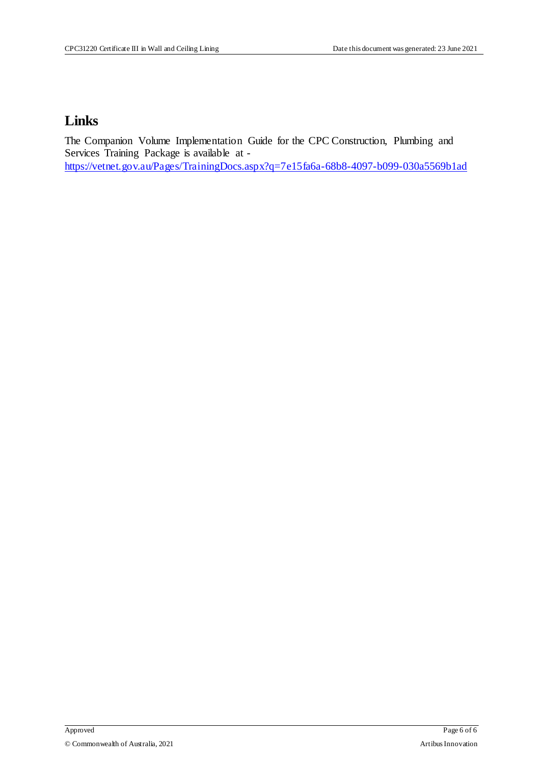## Links

The Companion Volume Implementation Guide for the CPC Construction, Plumbing and Services Training Package is available at - https://vetnet.gov.au/Pages/TrainingDocs.aspx?q=7e15fa6a-68b8-4097-b099-030a5569b1ad